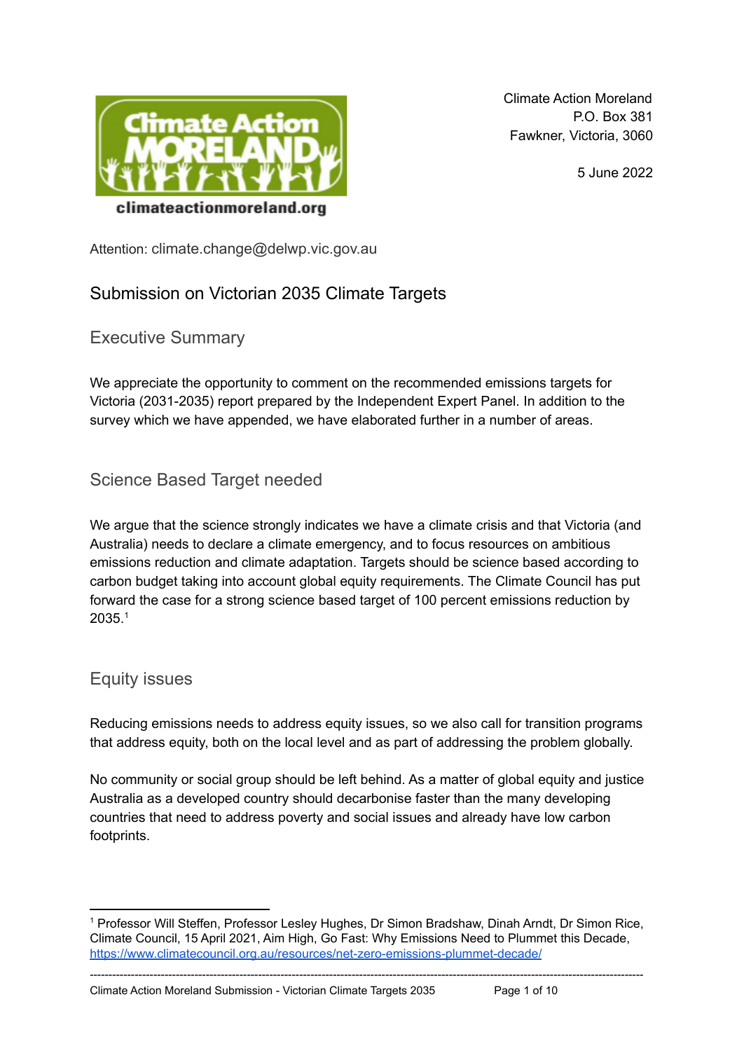Climate Action Moreland
P.O. Box 381
Fawkner, Victoria, 3060

5 June 2022

climateactionmoreland.org

Attention: climate.change@delwp.vic.gov.au

# Submission on Victorian 2035 Climate Targets

## Executive Summary

We appreciate the opportunity to comment on the recommended emissions targets for Victoria (2031-2035) report prepared by the Independent Expert Panel. In addition to the survey which we have appended, we have elaborated further in a number of areas.

## Science Based Target needed

We argue that the science strongly indicates we have a climate crisis and that Victoria (and Australia) needs to declare a climate emergency, and to focus resources on ambitious emissions reduction and climate adaptation. Targets should be science based according to carbon budget taking into account global equity requirements. The Climate Council has put forward the case for a strong science based target of 100 percent emissions reduction by 2035.[1]

## Equity issues

Reducing emissions needs to address equity issues, so we also call for transition programs that address equity, both on the local level and as part of addressing the problem globally.

No community or social group should be left behind. As a matter of global equity and justice Australia as a developed country should decarbonise faster than the many developing countries that need to address poverty and social issues and already have low carbon footprints.

---

[1] Professor Will Steffen, Professor Lesley Hughes, Dr Simon Bradshaw, Dinah Arndt, Dr Simon Rice, Climate Council, 15 April 2021, Aim High, Go Fast: Why Emissions Need to Plummet this Decade, https://www.climatecouncil.org.au/resources/net-zero-emissions-plummet-decade/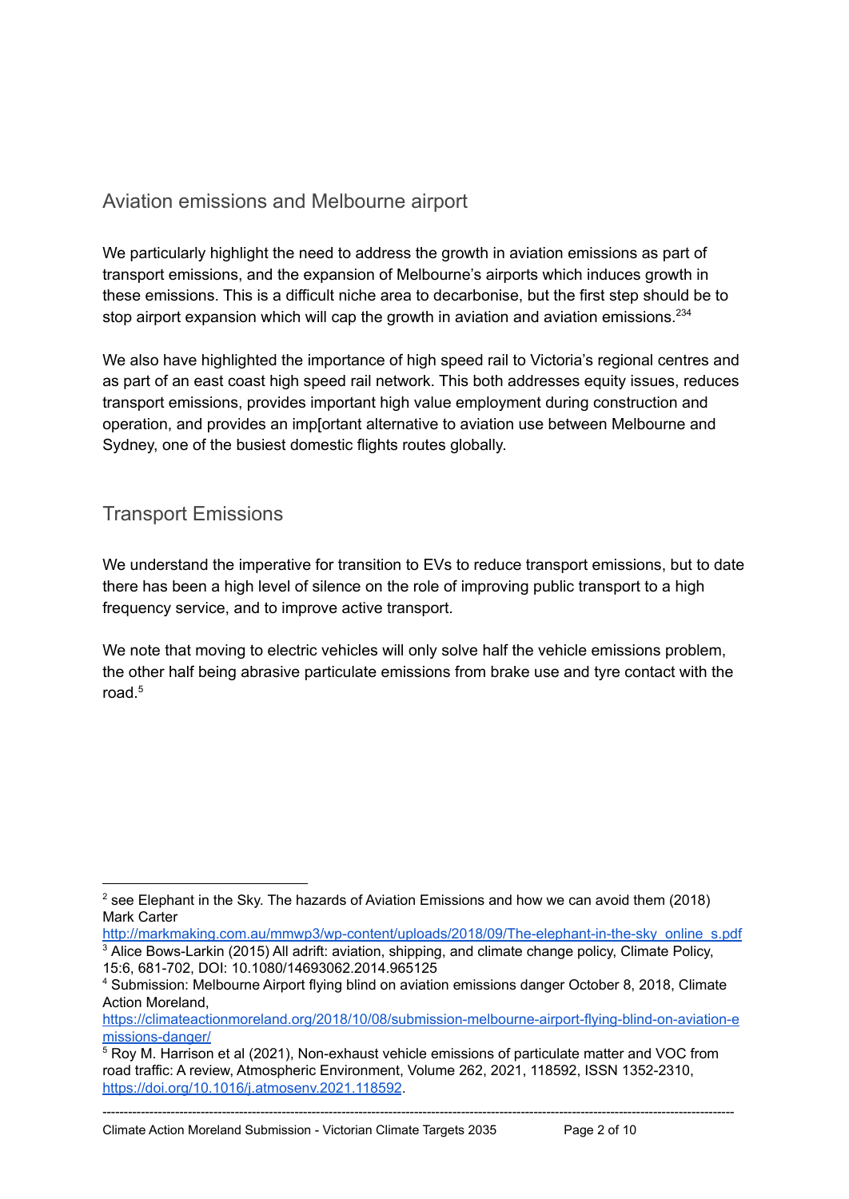## Aviation emissions and Melbourne airport

We particularly highlight the need to address the growth in aviation emissions as part of transport emissions, and the expansion of Melbourne's airports which induces growth in these emissions. This is a difficult niche area to decarbonise, but the first step should be to stop airport expansion which will cap the growth in aviation and aviation emissions.[2][3][4]

We also have highlighted the importance of high speed rail to Victoria's regional centres and as part of an east coast high speed rail network. This both addresses equity issues, reduces transport emissions, provides important high value employment during construction and operation, and provides an imp[ortant alternative to aviation use between Melbourne and Sydney, one of the busiest domestic flights routes globally.

## Transport Emissions

We understand the imperative for transition to EVs to reduce transport emissions, but to date there has been a high level of silence on the role of improving public transport to a high frequency service, and to improve active transport.

We note that moving to electric vehicles will only solve half the vehicle emissions problem, the other half being abrasive particulate emissions from brake use and tyre contact with the road.[5]

---

[2] see Elephant in the Sky. The hazards of Aviation Emissions and how we can avoid them (2018) Mark Carter http://markmaking.com.au/mmwp3/wp-content/uploads/2018/09/The-elephant-in-the-sky_online_s.pdf

[3] Alice Bows-Larkin (2015) All adrift: aviation, shipping, and climate change policy, Climate Policy, 15:6, 681-702, DOI: 10.1080/14693062.2014.965125

[4] Submission: Melbourne Airport flying blind on aviation emissions danger October 8, 2018, Climate Action Moreland, https://climateactionmoreland.org/2018/10/08/submission-melbourne-airport-flying-blind-on-aviation-emissions-danger/

[5] Roy M. Harrison et al (2021), Non-exhaust vehicle emissions of particulate matter and VOC from road traffic: A review, Atmospheric Environment, Volume 262, 2021, 118592, ISSN 1352-2310, https://doi.org/10.1016/j.atmosenv.2021.118592.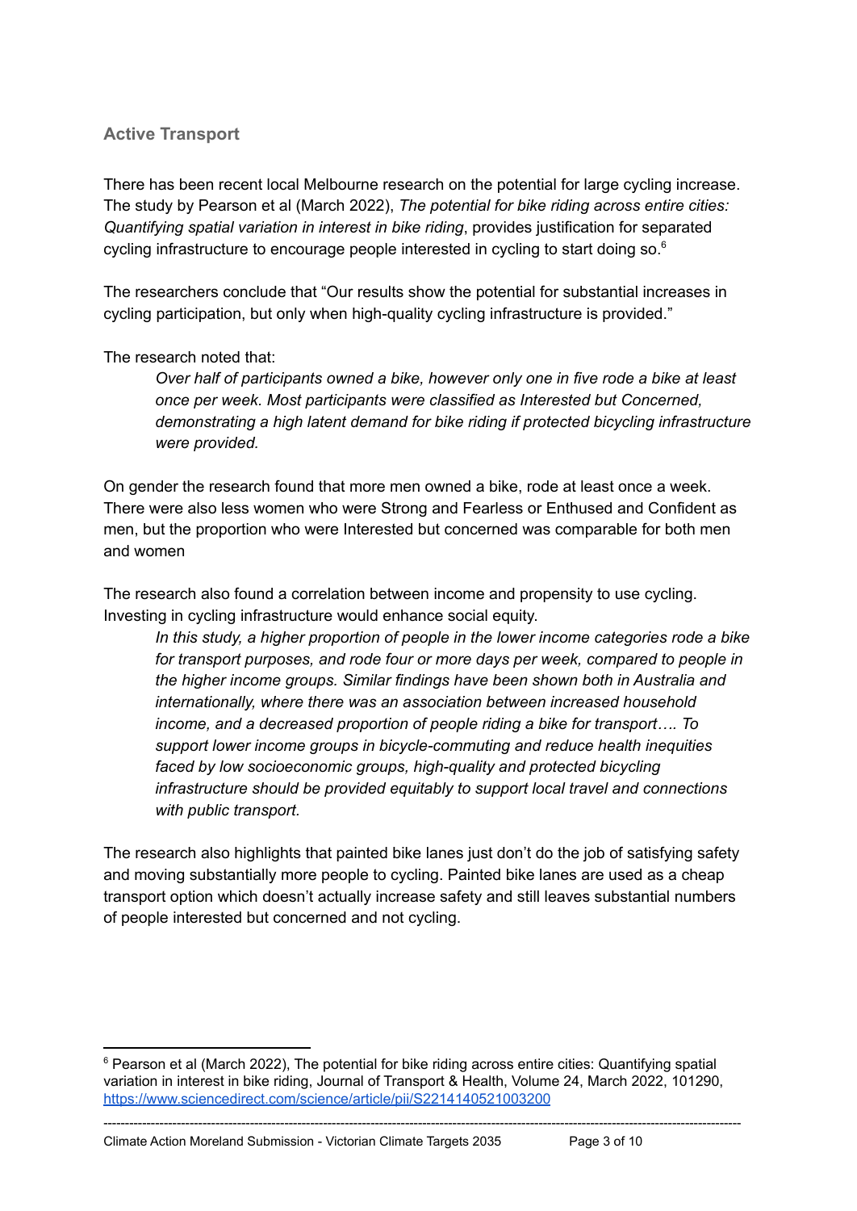## Active Transport

There has been recent local Melbourne research on the potential for large cycling increase. The study by Pearson et al (March 2022), *The potential for bike riding across entire cities: Quantifying spatial variation in interest in bike riding*, provides justification for separated cycling infrastructure to encourage people interested in cycling to start doing so.[6]

The researchers conclude that "Our results show the potential for substantial increases in cycling participation, but only when high-quality cycling infrastructure is provided."

The research noted that:

> *Over half of participants owned a bike, however only one in five rode a bike at least once per week. Most participants were classified as Interested but Concerned, demonstrating a high latent demand for bike riding if protected bicycling infrastructure were provided.*

On gender the research found that more men owned a bike, rode at least once a week. There were also less women who were Strong and Fearless or Enthused and Confident as men, but the proportion who were Interested but concerned was comparable for both men and women

The research also found a correlation between income and propensity to use cycling. Investing in cycling infrastructure would enhance social equity.

> *In this study, a higher proportion of people in the lower income categories rode a bike for transport purposes, and rode four or more days per week, compared to people in the higher income groups. Similar findings have been shown both in Australia and internationally, where there was an association between increased household income, and a decreased proportion of people riding a bike for transport…. To support lower income groups in bicycle-commuting and reduce health inequities faced by low socioeconomic groups, high-quality and protected bicycling infrastructure should be provided equitably to support local travel and connections with public transport.*

The research also highlights that painted bike lanes just don't do the job of satisfying safety and moving substantially more people to cycling. Painted bike lanes are used as a cheap transport option which doesn't actually increase safety and still leaves substantial numbers of people interested but concerned and not cycling.

---

[6] Pearson et al (March 2022), The potential for bike riding across entire cities: Quantifying spatial variation in interest in bike riding, Journal of Transport & Health, Volume 24, March 2022, 101290, https://www.sciencedirect.com/science/article/pii/S2214140521003200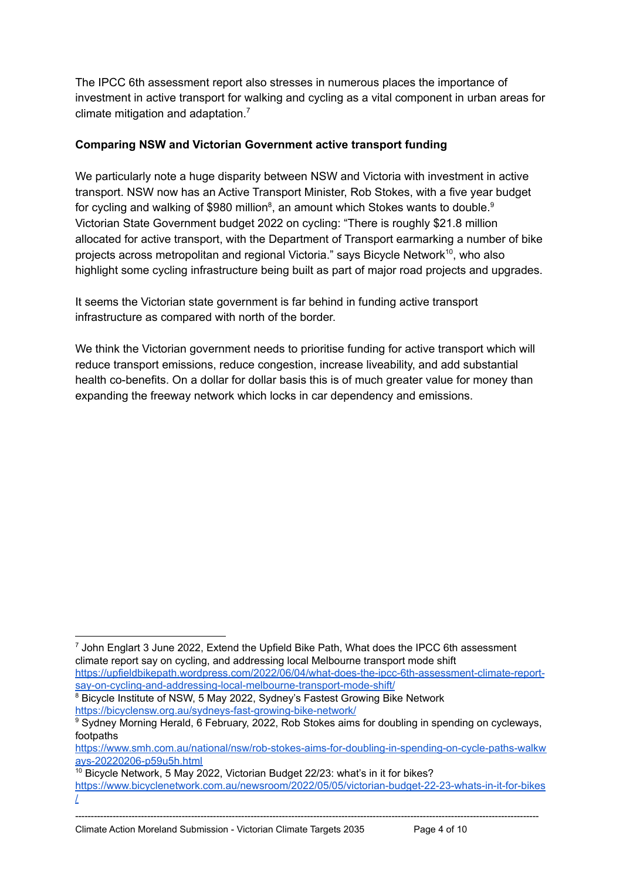The IPCC 6th assessment report also stresses in numerous places the importance of investment in active transport for walking and cycling as a vital component in urban areas for climate mitigation and adaptation.[7]

**Comparing NSW and Victorian Government active transport funding**

We particularly note a huge disparity between NSW and Victoria with investment in active transport. NSW now has an Active Transport Minister, Rob Stokes, with a five year budget for cycling and walking of $980 million[8], an amount which Stokes wants to double.[9] Victorian State Government budget 2022 on cycling: "There is roughly $21.8 million allocated for active transport, with the Department of Transport earmarking a number of bike projects across metropolitan and regional Victoria." says Bicycle Network[10], who also highlight some cycling infrastructure being built as part of major road projects and upgrades.

It seems the Victorian state government is far behind in funding active transport infrastructure as compared with north of the border.

We think the Victorian government needs to prioritise funding for active transport which will reduce transport emissions, reduce congestion, increase liveability, and add substantial health co-benefits. On a dollar for dollar basis this is of much greater value for money than expanding the freeway network which locks in car dependency and emissions.

---

[7] John Englart 3 June 2022, Extend the Upfield Bike Path, What does the IPCC 6th assessment climate report say on cycling, and addressing local Melbourne transport mode shift https://upfieldbikepath.wordpress.com/2022/06/04/what-does-the-ipcc-6th-assessment-climate-report-say-on-cycling-and-addressing-local-melbourne-transport-mode-shift/

[8] Bicycle Institute of NSW, 5 May 2022, Sydney's Fastest Growing Bike Network https://bicyclensw.org.au/sydneys-fast-growing-bike-network/

[9] Sydney Morning Herald, 6 February, 2022, Rob Stokes aims for doubling in spending on cycleways, footpaths https://www.smh.com.au/national/nsw/rob-stokes-aims-for-doubling-in-spending-on-cycle-paths-walkways-20220206-p59u5h.html

[10] Bicycle Network, 5 May 2022, Victorian Budget 22/23: what's in it for bikes? https://www.bicyclenetwork.com.au/newsroom/2022/05/05/victorian-budget-22-23-whats-in-it-for-bikes/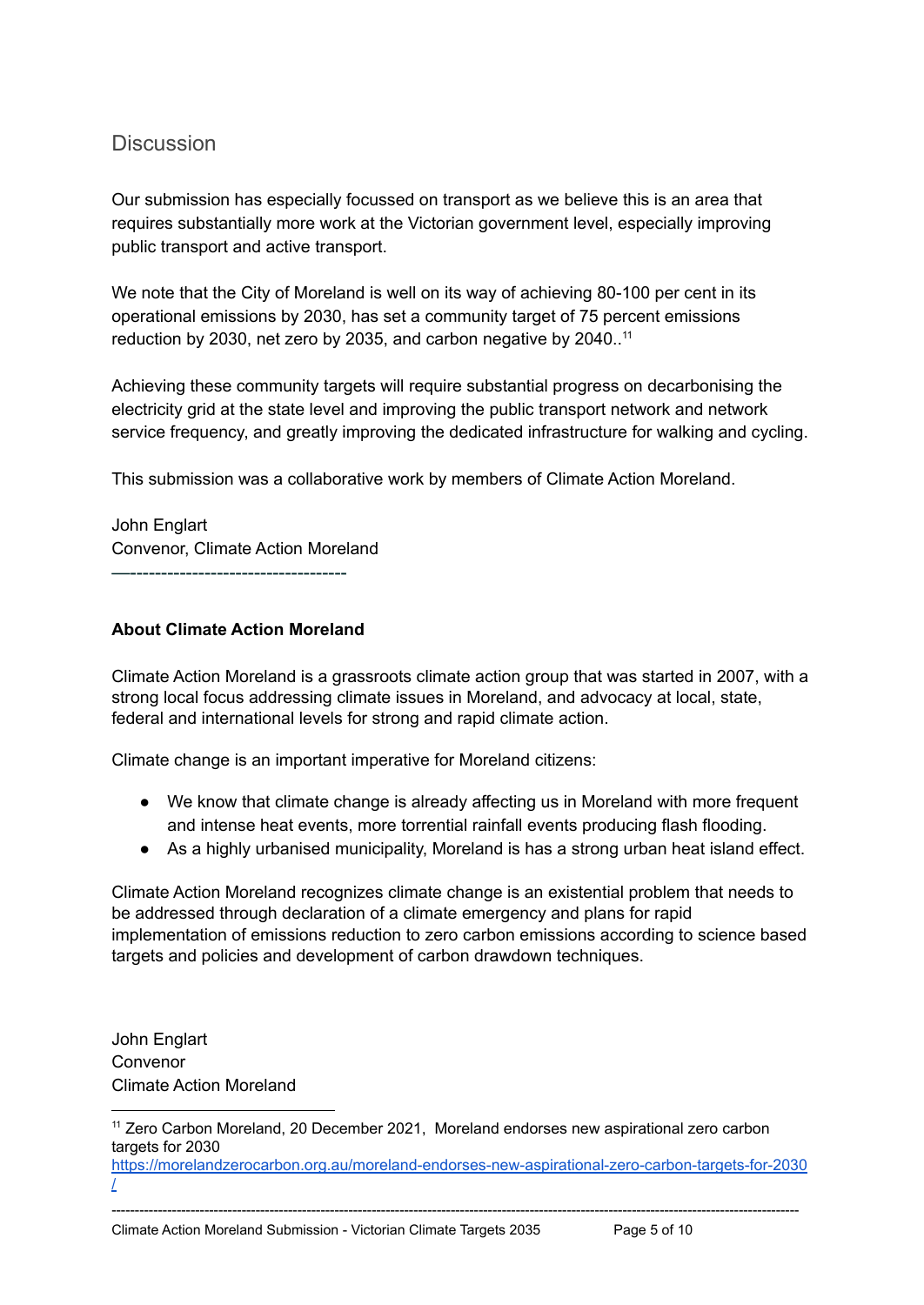## Discussion

Our submission has especially focussed on transport as we believe this is an area that requires substantially more work at the Victorian government level, especially improving public transport and active transport.

We note that the City of Moreland is well on its way of achieving 80-100 per cent in its operational emissions by 2030, has set a community target of 75 percent emissions reduction by 2030, net zero by 2035, and carbon negative by 2040..[11]

Achieving these community targets will require substantial progress on decarbonising the electricity grid at the state level and improving the public transport network and network service frequency, and greatly improving the dedicated infrastructure for walking and cycling.

This submission was a collaborative work by members of Climate Action Moreland.

John Englart
Convenor, Climate Action Moreland

—-----------------------------------

**About Climate Action Moreland**

Climate Action Moreland is a grassroots climate action group that was started in 2007, with a strong local focus addressing climate issues in Moreland, and advocacy at local, state, federal and international levels for strong and rapid climate action.

Climate change is an important imperative for Moreland citizens:

- We know that climate change is already affecting us in Moreland with more frequent and intense heat events, more torrential rainfall events producing flash flooding.
- As a highly urbanised municipality, Moreland is has a strong urban heat island effect.

Climate Action Moreland recognizes climate change is an existential problem that needs to be addressed through declaration of a climate emergency and plans for rapid implementation of emissions reduction to zero carbon emissions according to science based targets and policies and development of carbon drawdown techniques.

John Englart
Convenor
Climate Action Moreland

---

[11] Zero Carbon Moreland, 20 December 2021, Moreland endorses new aspirational zero carbon targets for 2030 https://morelandzerocarbon.org.au/moreland-endorses-new-aspirational-zero-carbon-targets-for-2030/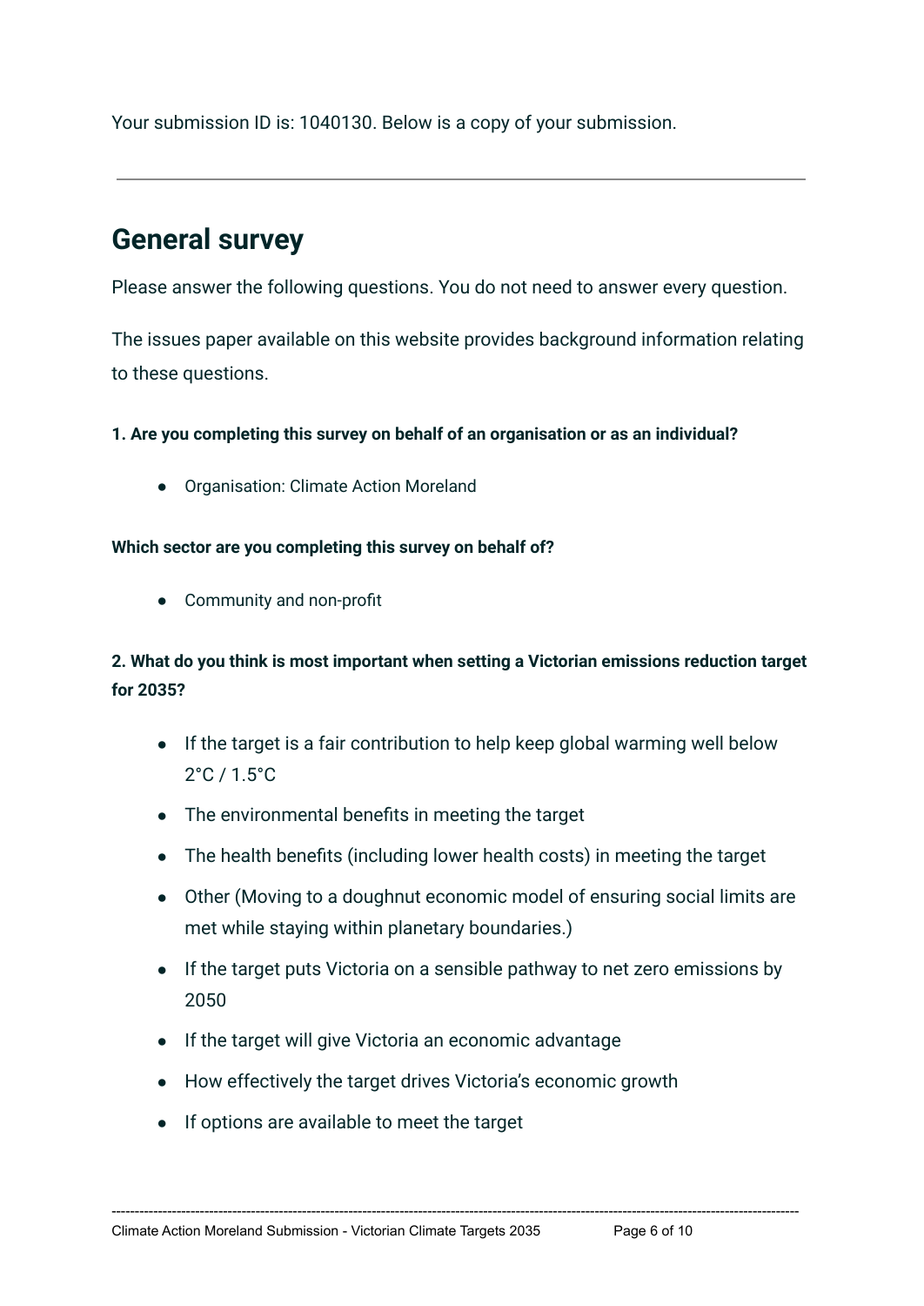Your submission ID is: 1040130. Below is a copy of your submission.

---

## General survey

Please answer the following questions. You do not need to answer every question.

The issues paper available on this website provides background information relating to these questions.

**1. Are you completing this survey on behalf of an organisation or as an individual?**

- Organisation: Climate Action Moreland

**Which sector are you completing this survey on behalf of?**

- Community and non-profit

**2. What do you think is most important when setting a Victorian emissions reduction target for 2035?**

- If the target is a fair contribution to help keep global warming well below 2°C / 1.5°C
- The environmental benefits in meeting the target
- The health benefits (including lower health costs) in meeting the target
- Other (Moving to a doughnut economic model of ensuring social limits are met while staying within planetary boundaries.)
- If the target puts Victoria on a sensible pathway to net zero emissions by 2050
- If the target will give Victoria an economic advantage
- How effectively the target drives Victoria's economic growth
- If options are available to meet the target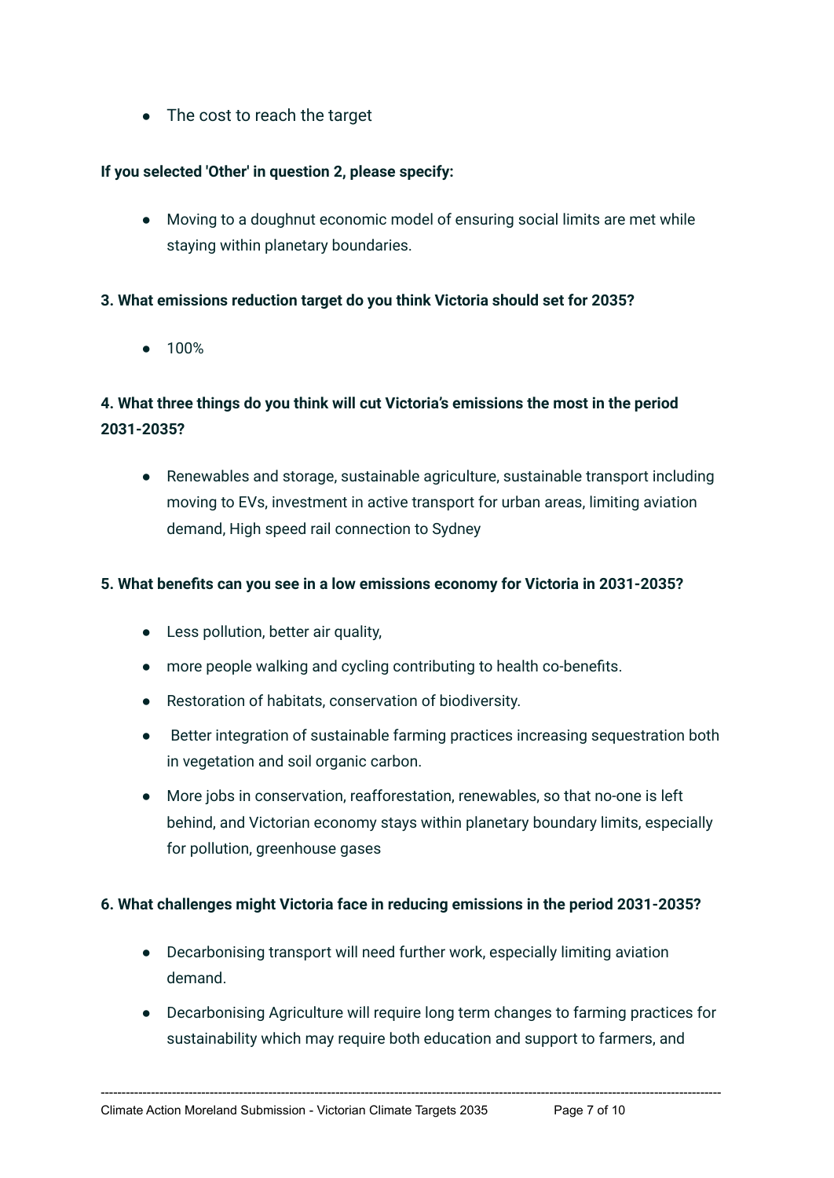- The cost to reach the target

**If you selected 'Other' in question 2, please specify:**

- Moving to a doughnut economic model of ensuring social limits are met while staying within planetary boundaries.

**3. What emissions reduction target do you think Victoria should set for 2035?**

- 100%

**4. What three things do you think will cut Victoria's emissions the most in the period 2031-2035?**

- Renewables and storage, sustainable agriculture, sustainable transport including moving to EVs, investment in active transport for urban areas, limiting aviation demand, High speed rail connection to Sydney

**5. What benefits can you see in a low emissions economy for Victoria in 2031-2035?**

- Less pollution, better air quality,
- more people walking and cycling contributing to health co-benefits.
- Restoration of habitats, conservation of biodiversity.
- Better integration of sustainable farming practices increasing sequestration both in vegetation and soil organic carbon.
- More jobs in conservation, reafforestation, renewables, so that no-one is left behind, and Victorian economy stays within planetary boundary limits, especially for pollution, greenhouse gases

**6. What challenges might Victoria face in reducing emissions in the period 2031-2035?**

- Decarbonising transport will need further work, especially limiting aviation demand.
- Decarbonising Agriculture will require long term changes to farming practices for sustainability which may require both education and support to farmers, and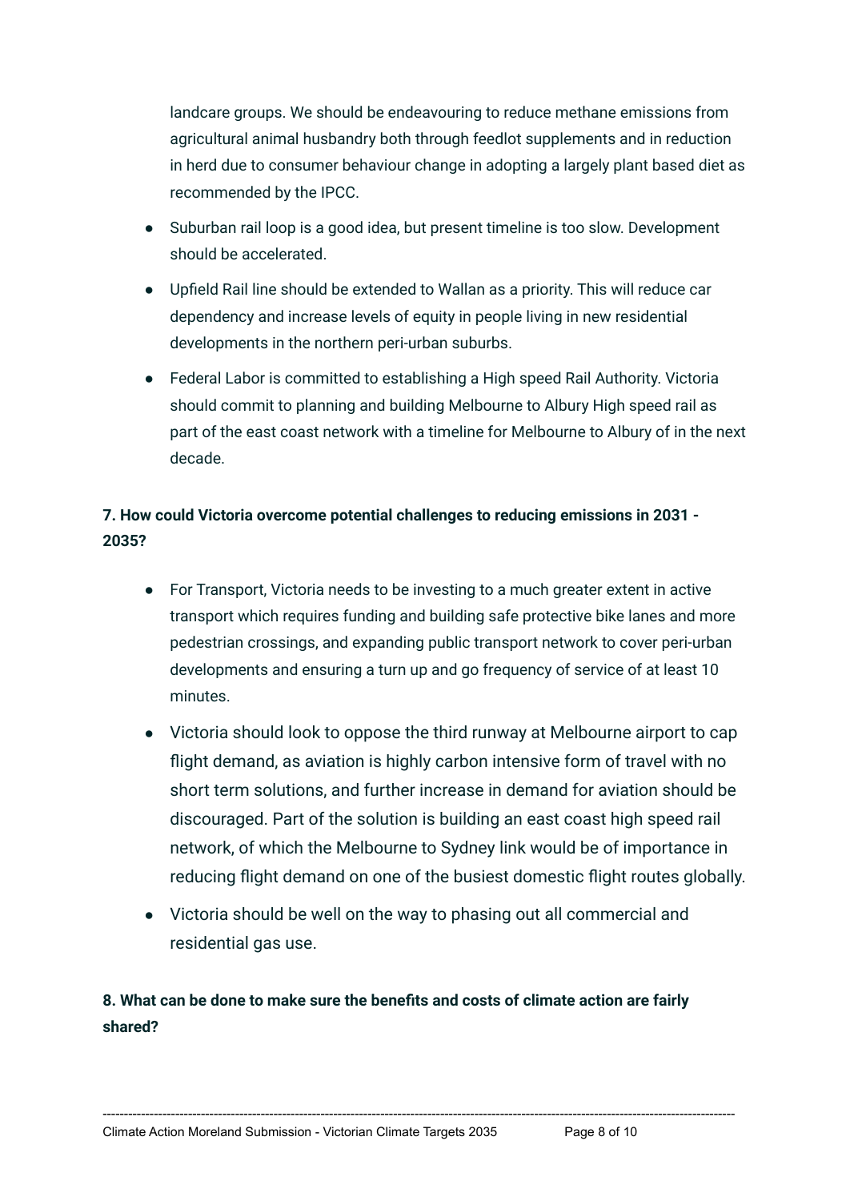landcare groups. We should be endeavouring to reduce methane emissions from agricultural animal husbandry both through feedlot supplements and in reduction in herd due to consumer behaviour change in adopting a largely plant based diet as recommended by the IPCC.

- Suburban rail loop is a good idea, but present timeline is too slow. Development should be accelerated.
- Upfield Rail line should be extended to Wallan as a priority. This will reduce car dependency and increase levels of equity in people living in new residential developments in the northern peri-urban suburbs.
- Federal Labor is committed to establishing a High speed Rail Authority. Victoria should commit to planning and building Melbourne to Albury High speed rail as part of the east coast network with a timeline for Melbourne to Albury of in the next decade.

**7. How could Victoria overcome potential challenges to reducing emissions in 2031 - 2035?**

- For Transport, Victoria needs to be investing to a much greater extent in active transport which requires funding and building safe protective bike lanes and more pedestrian crossings, and expanding public transport network to cover peri-urban developments and ensuring a turn up and go frequency of service of at least 10 minutes.
- Victoria should look to oppose the third runway at Melbourne airport to cap flight demand, as aviation is highly carbon intensive form of travel with no short term solutions, and further increase in demand for aviation should be discouraged. Part of the solution is building an east coast high speed rail network, of which the Melbourne to Sydney link would be of importance in reducing flight demand on one of the busiest domestic flight routes globally.
- Victoria should be well on the way to phasing out all commercial and residential gas use.

**8. What can be done to make sure the benefits and costs of climate action are fairly shared?**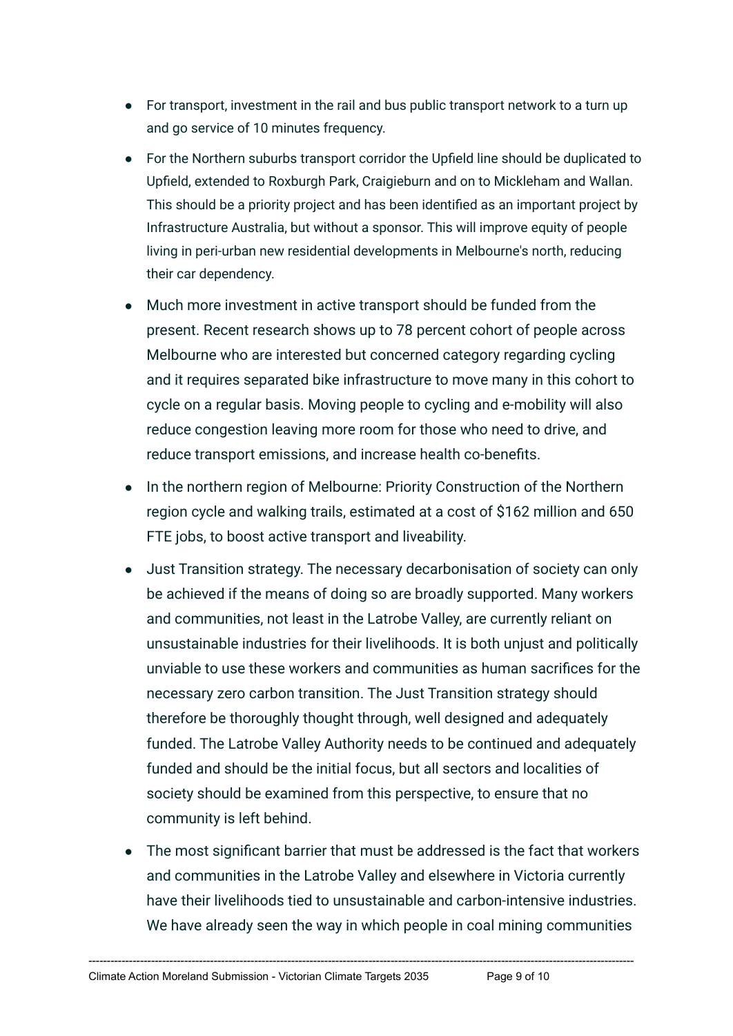- For transport, investment in the rail and bus public transport network to a turn up and go service of 10 minutes frequency.
- For the Northern suburbs transport corridor the Upfield line should be duplicated to Upfield, extended to Roxburgh Park, Craigieburn and on to Mickleham and Wallan. This should be a priority project and has been identified as an important project by Infrastructure Australia, but without a sponsor. This will improve equity of people living in peri-urban new residential developments in Melbourne's north, reducing their car dependency.
- Much more investment in active transport should be funded from the present. Recent research shows up to 78 percent cohort of people across Melbourne who are interested but concerned category regarding cycling and it requires separated bike infrastructure to move many in this cohort to cycle on a regular basis. Moving people to cycling and e-mobility will also reduce congestion leaving more room for those who need to drive, and reduce transport emissions, and increase health co-benefits.
- In the northern region of Melbourne: Priority Construction of the Northern region cycle and walking trails, estimated at a cost of $162 million and 650 FTE jobs, to boost active transport and liveability.
- Just Transition strategy. The necessary decarbonisation of society can only be achieved if the means of doing so are broadly supported. Many workers and communities, not least in the Latrobe Valley, are currently reliant on unsustainable industries for their livelihoods. It is both unjust and politically unviable to use these workers and communities as human sacrifices for the necessary zero carbon transition. The Just Transition strategy should therefore be thoroughly thought through, well designed and adequately funded. The Latrobe Valley Authority needs to be continued and adequately funded and should be the initial focus, but all sectors and localities of society should be examined from this perspective, to ensure that no community is left behind.
- The most significant barrier that must be addressed is the fact that workers and communities in the Latrobe Valley and elsewhere in Victoria currently have their livelihoods tied to unsustainable and carbon-intensive industries. We have already seen the way in which people in coal mining communities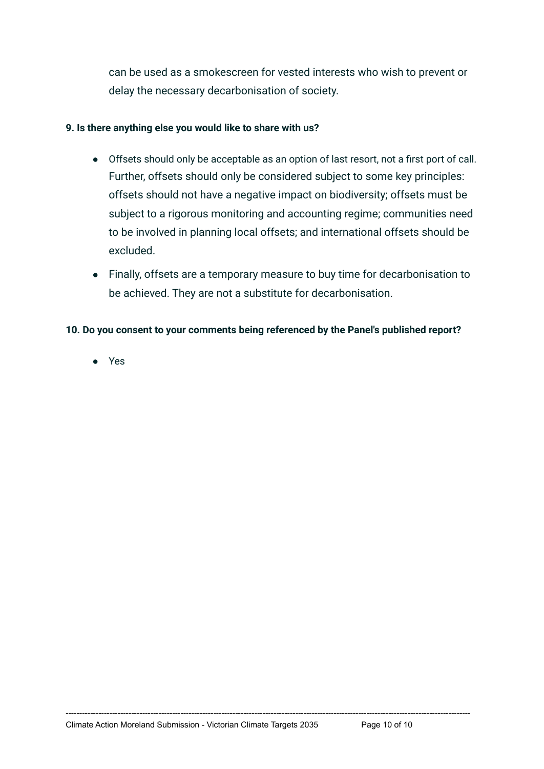can be used as a smokescreen for vested interests who wish to prevent or delay the necessary decarbonisation of society.

**9. Is there anything else you would like to share with us?**

- Offsets should only be acceptable as an option of last resort, not a first port of call. Further, offsets should only be considered subject to some key principles: offsets should not have a negative impact on biodiversity; offsets must be subject to a rigorous monitoring and accounting regime; communities need to be involved in planning local offsets; and international offsets should be excluded.
- Finally, offsets are a temporary measure to buy time for decarbonisation to be achieved. They are not a substitute for decarbonisation.

**10. Do you consent to your comments being referenced by the Panel's published report?**

- Yes